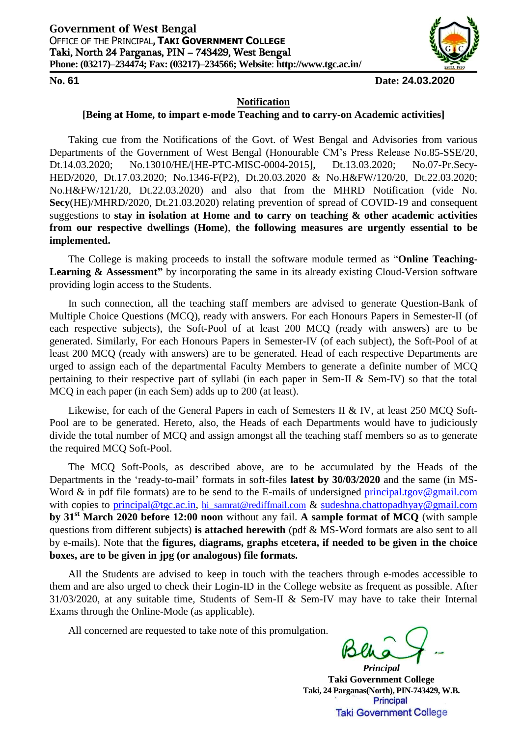**Government of West Bengal**
OFFICE OF THE PRINCIPAL, **TAKI GOVERNMENT COLLEGE**
Taki, North 24 Parganas, PIN – 743429, West Bengal
**Phone: (03217)–234474; Fax: (03217)–234566; Website: http://www.tgc.ac.in/**

**No. 61** **Date: 24.03.2020**

## Notification

**[Being at Home, to impart e-mode Teaching and to carry-on Academic activities]**

Taking cue from the Notifications of the Govt. of West Bengal and Advisories from various Departments of the Government of West Bengal (Honourable CM's Press Release No.85-SSE/20, Dt.14.03.2020; No.13010/HE/[HE-PTC-MISC-0004-2015], Dt.13.03.2020; No.07-Pr.Secy-HED/2020, Dt.17.03.2020; No.1346-F(P2), Dt.20.03.2020 & No.H&FW/120/20, Dt.22.03.2020; No.H&FW/121/20, Dt.22.03.2020) and also that from the MHRD Notification (vide No. **Secy**(HE)/MHRD/2020, Dt.21.03.2020) relating prevention of spread of COVID-19 and consequent suggestions to **stay in isolation at Home and to carry on teaching & other academic activities from our respective dwellings (Home)**, **the following measures are urgently essential to be implemented.**

The College is making proceeds to install the software module termed as "**Online Teaching-Learning & Assessment"** by incorporating the same in its already existing Cloud-Version software providing login access to the Students.

In such connection, all the teaching staff members are advised to generate Question-Bank of Multiple Choice Questions (MCQ), ready with answers. For each Honours Papers in Semester-II (of each respective subjects), the Soft-Pool of at least 200 MCQ (ready with answers) are to be generated. Similarly, For each Honours Papers in Semester-IV (of each subject), the Soft-Pool of at least 200 MCQ (ready with answers) are to be generated. Head of each respective Departments are urged to assign each of the departmental Faculty Members to generate a definite number of MCQ pertaining to their respective part of syllabi (in each paper in Sem-II & Sem-IV) so that the total MCQ in each paper (in each Sem) adds up to 200 (at least).

Likewise, for each of the General Papers in each of Semesters II & IV, at least 250 MCQ Soft-Pool are to be generated. Hereto, also, the Heads of each Departments would have to judiciously divide the total number of MCQ and assign amongst all the teaching staff members so as to generate the required MCQ Soft-Pool.

The MCQ Soft-Pools, as described above, are to be accumulated by the Heads of the Departments in the 'ready-to-mail' formats in soft-files **latest by 30/03/2020** and the same (in MS-Word & in pdf file formats) are to be send to the E-mails of undersigned principal.tgov@gmail.com with copies to principal@tgc.ac.in, hi_samrat@rediffmail.com & sudeshna.chattopadhyay@gmail.com **by 31st March 2020 before 12:00 noon** without any fail. **A sample format of MCQ** (with sample questions from different subjects) **is attached herewith** (pdf & MS-Word formats are also sent to all by e-mails). Note that the **figures, diagrams, graphs etcetera, if needed to be given in the choice boxes, are to be given in jpg (or analogous) file formats.**

All the Students are advised to keep in touch with the teachers through e-modes accessible to them and are also urged to check their Login-ID in the College website as frequent as possible. After 31/03/2020, at any suitable time, Students of Sem-II & Sem-IV may have to take their Internal Exams through the Online-Mode (as applicable).

All concerned are requested to take note of this promulgation.

*Principal*
**Taki Government College**
**Taki, 24 Parganas(North), PIN-743429, W.B.**
Principal
Taki Government College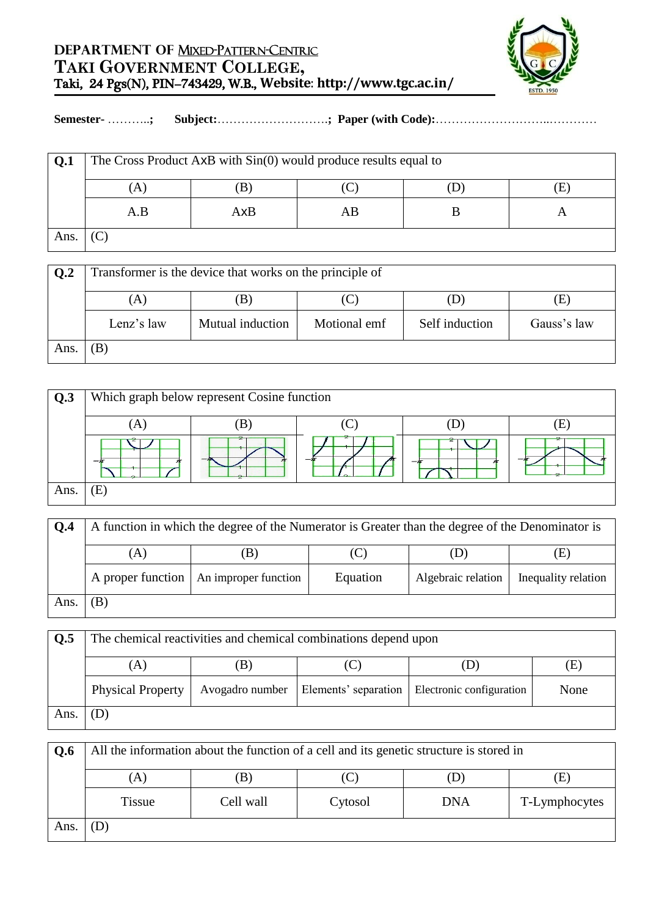**DEPARTMENT OF MIXED-PATTERN-CENTRIC**
**TAKI GOVERNMENT COLLEGE,**
**Taki, 24 Pgs(N), PIN–743429, W.B., Website: http://www.tgc.ac.in/**

**Semester-** ………..; **Subject:**……………………….; **Paper (with Code):**………………………..…………

| **Q.1** | The Cross Product AxB with Sin(0) would produce results equal to | | | | |
|---|---|---|---|---|---|
| | (A) | (B) | (C) | (D) | (E) |
| | A.B | AxB | AB | B | A |
| Ans. | (C) | | | | |

| **Q.2** | Transformer is the device that works on the principle of | | | | |
|---|---|---|---|---|---|
| | (A) | (B) | (C) | (D) | (E) |
| | Lenz's law | Mutual induction | Motional emf | Self induction | Gauss's law |
| Ans. | (B) | | | | |

| **Q.3** | Which graph below represent Cosine function | | | | |
|---|---|---|---|---|---|
| | (A) | (B) | (C) | (D) | (E) |
| | | | | | |
| Ans. | (E) | | | | |

| **Q.4** | A function in which the degree of the Numerator is Greater than the degree of the Denominator is | | | | |
|---|---|---|---|---|---|
| | (A) | (B) | (C) | (D) | (E) |
| | A proper function | An improper function | Equation | Algebraic relation | Inequality relation |
| Ans. | (B) | | | | |

| **Q.5** | The chemical reactivities and chemical combinations depend upon | | | | |
|---|---|---|---|---|---|
| | (A) | (B) | (C) | (D) | (E) |
| | Physical Property | Avogadro number | Elements' separation | Electronic configuration | None |
| Ans. | (D) | | | | |

| **Q.6** | All the information about the function of a cell and its genetic structure is stored in | | | | |
|---|---|---|---|---|---|
| | (A) | (B) | (C) | (D) | (E) |
| | Tissue | Cell wall | Cytosol | DNA | T-Lymphocytes |
| Ans. | (D) | | | | |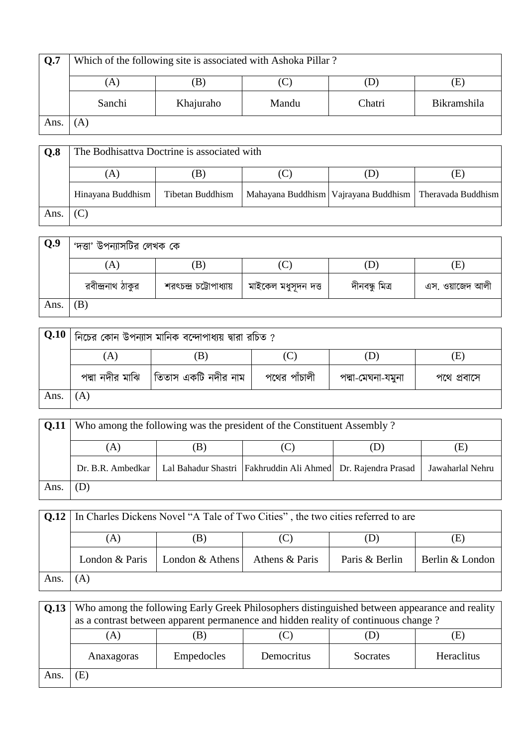| Q.7 | Which of the following site is associated with Ashoka Pillar ? | | | | |
|---|---|---|---|---|---|
| | (A) | (B) | (C) | (D) | (E) |
| | Sanchi | Khajuraho | Mandu | Chatri | Bikramshila |
| Ans. | (A) | | | | |

| Q.8 | The Bodhisattva Doctrine is associated with | | | | |
|---|---|---|---|---|---|
| | (A) | (B) | (C) | (D) | (E) |
| | Hinayana Buddhism | Tibetan Buddhism | Mahayana Buddhism | Vajrayana Buddhism | Theravada Buddhism |
| Ans. | (C) | | | | |

| Q.9 | 'দত্তা' উপন্যাসটির লেখক কে | | | | |
|---|---|---|---|---|---|
| | (A) | (B) | (C) | (D) | (E) |
| | রবীন্দ্রনাথ ঠাকুর | শরৎচন্দ্র চট্টোপাধ্যায় | মাইকেল মধুসূদন দত্ত | দীনবন্ধু মিত্র | এস. ওয়াজেদ আলী |
| Ans. | (B) | | | | |

| Q.10 | নিচের কোন উপন্যাস মানিক বন্দোপাধ্যয় দ্বারা রচিত ? | | | | |
|---|---|---|---|---|---|
| | (A) | (B) | (C) | (D) | (E) |
| | পদ্মা নদীর মাঝি | তিতাস একটি নদীর নাম | পথের পাঁচালী | পদ্মা-মেঘনা-যমুনা | পথে প্রবাসে |
| Ans. | (A) | | | | |

| Q.11 | Who among the following was the president of the Constituent Assembly ? | | | | |
|---|---|---|---|---|---|
| | (A) | (B) | (C) | (D) | (E) |
| | Dr. B.R. Ambedkar | Lal Bahadur Shastri | Fakhruddin Ali Ahmed | Dr. Rajendra Prasad | Jawaharlal Nehru |
| Ans. | (D) | | | | |

| Q.12 | In Charles Dickens Novel "A Tale of Two Cities" , the two cities referred to are | | | | |
|---|---|---|---|---|---|
| | (A) | (B) | (C) | (D) | (E) |
| | London & Paris | London & Athens | Athens & Paris | Paris & Berlin | Berlin & London |
| Ans. | (A) | | | | |

| Q.13 | Who among the following Early Greek Philosophers distinguished between appearance and reality as a contrast between apparent permanence and hidden reality of continuous change ? | | | | |
|---|---|---|---|---|---|
| | (A) | (B) | (C) | (D) | (E) |
| | Anaxagoras | Empedocles | Democritus | Socrates | Heraclitus |
| Ans. | (E) | | | | |